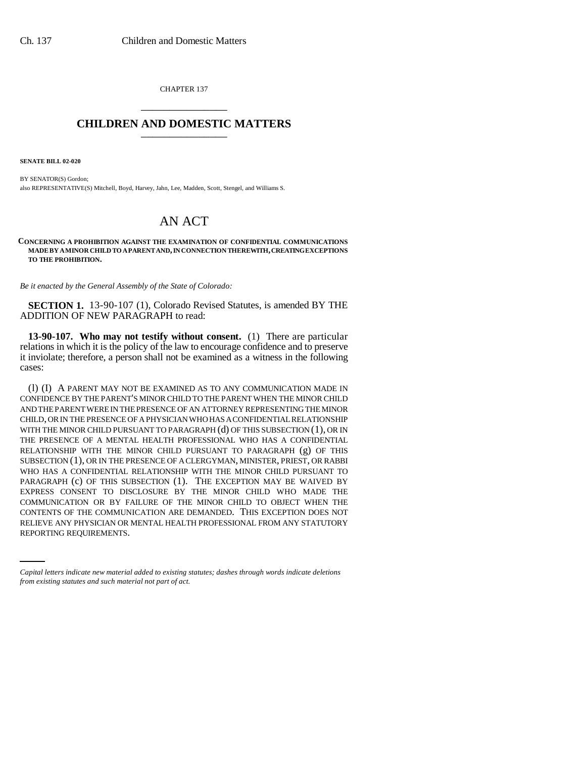CHAPTER 137

# CHILDREN AND DOMESTIC MATTERS

**SENATE BILL 02-020**

BY SENATOR(S) Gordon;
also REPRESENTATIVE(S) Mitchell, Boyd, Harvey, Jahn, Lee, Madden, Scott, Stengel, and Williams S.

# AN ACT

**CONCERNING A PROHIBITION AGAINST THE EXAMINATION OF CONFIDENTIAL COMMUNICATIONS MADE BY A MINOR CHILD TO A PARENT AND, IN CONNECTION THEREWITH, CREATING EXCEPTIONS TO THE PROHIBITION.**

*Be it enacted by the General Assembly of the State of Colorado:*

**SECTION 1.** 13-90-107 (1), Colorado Revised Statutes, is amended BY THE ADDITION OF NEW PARAGRAPH to read:

**13-90-107. Who may not testify without consent.** (1) There are particular relations in which it is the policy of the law to encourage confidence and to preserve it inviolate; therefore, a person shall not be examined as a witness in the following cases:

(l) (I) A PARENT MAY NOT BE EXAMINED AS TO ANY COMMUNICATION MADE IN CONFIDENCE BY THE PARENT'S MINOR CHILD TO THE PARENT WHEN THE MINOR CHILD AND THE PARENT WERE IN THE PRESENCE OF AN ATTORNEY REPRESENTING THE MINOR CHILD, OR IN THE PRESENCE OF A PHYSICIAN WHO HAS A CONFIDENTIAL RELATIONSHIP WITH THE MINOR CHILD PURSUANT TO PARAGRAPH (d) OF THIS SUBSECTION (1), OR IN THE PRESENCE OF A MENTAL HEALTH PROFESSIONAL WHO HAS A CONFIDENTIAL RELATIONSHIP WITH THE MINOR CHILD PURSUANT TO PARAGRAPH (g) OF THIS SUBSECTION (1), OR IN THE PRESENCE OF A CLERGYMAN, MINISTER, PRIEST, OR RABBI WHO HAS A CONFIDENTIAL RELATIONSHIP WITH THE MINOR CHILD PURSUANT TO PARAGRAPH (c) OF THIS SUBSECTION (1). THE EXCEPTION MAY BE WAIVED BY EXPRESS CONSENT TO DISCLOSURE BY THE MINOR CHILD WHO MADE THE COMMUNICATION OR BY FAILURE OF THE MINOR CHILD TO OBJECT WHEN THE CONTENTS OF THE COMMUNICATION ARE DEMANDED. THIS EXCEPTION DOES NOT RELIEVE ANY PHYSICIAN OR MENTAL HEALTH PROFESSIONAL FROM ANY STATUTORY REPORTING REQUIREMENTS.

*Capital letters indicate new material added to existing statutes; dashes through words indicate deletions from existing statutes and such material not part of act.*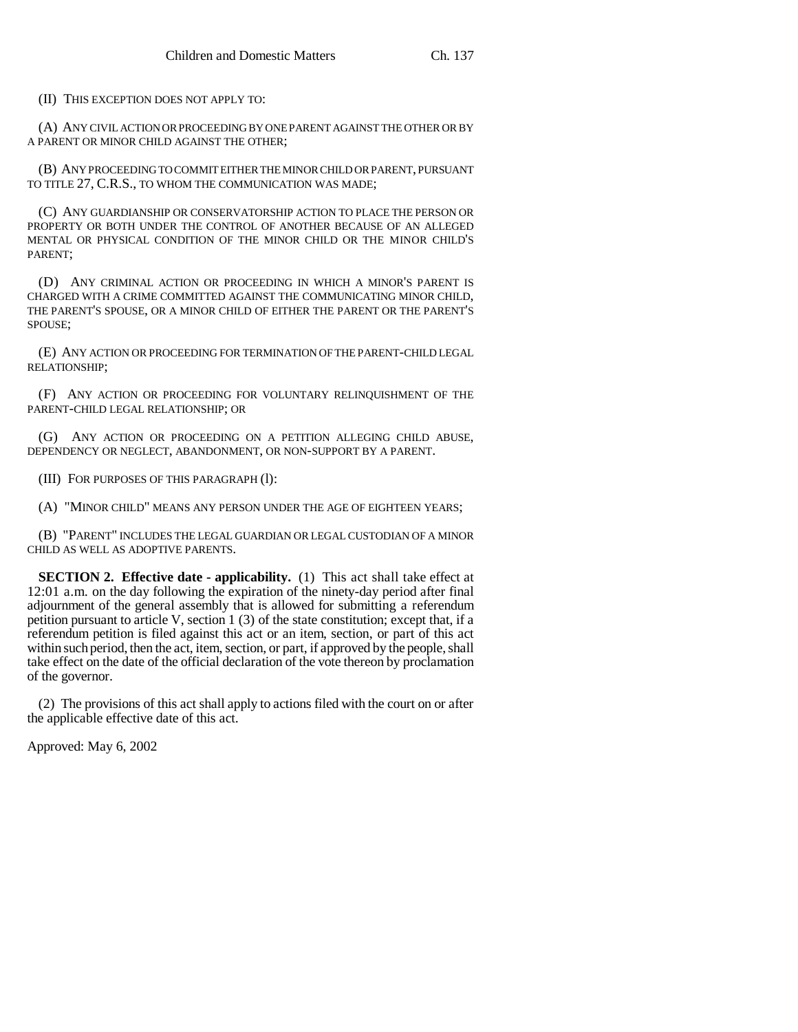(II) THIS EXCEPTION DOES NOT APPLY TO:

(A) ANY CIVIL ACTION OR PROCEEDING BY ONE PARENT AGAINST THE OTHER OR BY A PARENT OR MINOR CHILD AGAINST THE OTHER;

(B) ANY PROCEEDING TO COMMIT EITHER THE MINOR CHILD OR PARENT, PURSUANT TO TITLE 27, C.R.S., TO WHOM THE COMMUNICATION WAS MADE;

(C) ANY GUARDIANSHIP OR CONSERVATORSHIP ACTION TO PLACE THE PERSON OR PROPERTY OR BOTH UNDER THE CONTROL OF ANOTHER BECAUSE OF AN ALLEGED MENTAL OR PHYSICAL CONDITION OF THE MINOR CHILD OR THE MINOR CHILD'S PARENT;

(D) ANY CRIMINAL ACTION OR PROCEEDING IN WHICH A MINOR'S PARENT IS CHARGED WITH A CRIME COMMITTED AGAINST THE COMMUNICATING MINOR CHILD, THE PARENT'S SPOUSE, OR A MINOR CHILD OF EITHER THE PARENT OR THE PARENT'S SPOUSE;

(E) ANY ACTION OR PROCEEDING FOR TERMINATION OF THE PARENT-CHILD LEGAL RELATIONSHIP;

(F) ANY ACTION OR PROCEEDING FOR VOLUNTARY RELINQUISHMENT OF THE PARENT-CHILD LEGAL RELATIONSHIP; OR

(G) ANY ACTION OR PROCEEDING ON A PETITION ALLEGING CHILD ABUSE, DEPENDENCY OR NEGLECT, ABANDONMENT, OR NON-SUPPORT BY A PARENT.

(III) FOR PURPOSES OF THIS PARAGRAPH (l):

(A) "MINOR CHILD" MEANS ANY PERSON UNDER THE AGE OF EIGHTEEN YEARS;

(B) "PARENT" INCLUDES THE LEGAL GUARDIAN OR LEGAL CUSTODIAN OF A MINOR CHILD AS WELL AS ADOPTIVE PARENTS.

**SECTION 2. Effective date - applicability.** (1) This act shall take effect at 12:01 a.m. on the day following the expiration of the ninety-day period after final adjournment of the general assembly that is allowed for submitting a referendum petition pursuant to article V, section 1 (3) of the state constitution; except that, if a referendum petition is filed against this act or an item, section, or part of this act within such period, then the act, item, section, or part, if approved by the people, shall take effect on the date of the official declaration of the vote thereon by proclamation of the governor.

(2) The provisions of this act shall apply to actions filed with the court on or after the applicable effective date of this act.

Approved: May 6, 2002